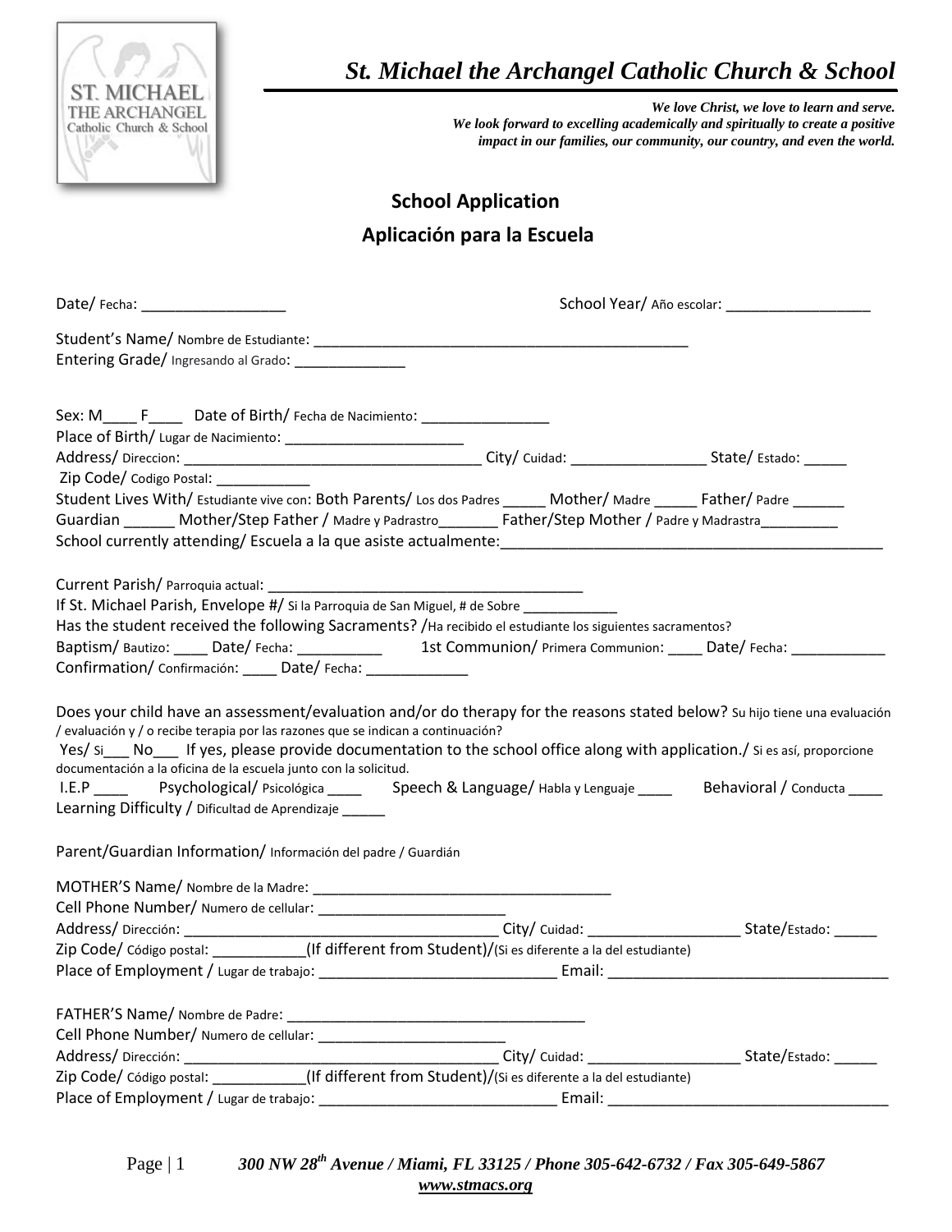# *St. Michael the Archangel Catholic Church & School*

***We love Christ, we love to learn and serve.***
***We look forward to excelling academically and spiritually to create a positive impact in our families, our community, our country, and even the world.***

## School Application
## Aplicación para la Escuela

Date/ Fecha: _________________ School Year/ Año escolar: _________________

Student's Name/ Nombre de Estudiante: _____________________________________________
Entering Grade/ Ingresando al Grado: _____________

Sex: M____ F____ Date of Birth/ Fecha de Nacimiento: _______________
Place of Birth/ Lugar de Nacimiento: _____________________
Address/ Direccion: ___________________________________ City/ Cuidad: ________________ State/ Estado: _____
Zip Code/ Codigo Postal: ___________
Student Lives With/ Estudiante vive con: Both Parents/ Los dos Padres _____ Mother/ Madre _____ Father/ Padre ______
Guardian ______ Mother/Step Father / Madre y Padrastro_______ Father/Step Mother / Padre y Madrastra_________
School currently attending/ Escuela a la que asiste actualmente:_____________________________________________

Current Parish/ Parroquia actual: _____________________________________
If St. Michael Parish, Envelope #/ Si la Parroquia de San Miguel, # de Sobre ___________
Has the student received the following Sacraments? /Ha recibido el estudiante los siguientes sacramentos?
Baptism/ Bautizo: ____ Date/ Fecha: __________ 1st Communion/ Primera Communion: ____ Date/ Fecha: ___________
Confirmation/ Confirmación: ____ Date/ Fecha: ____________

Does your child have an assessment/evaluation and/or do therapy for the reasons stated below? Su hijo tiene una evaluación / evaluación y / o recibe terapia por las razones que se indican a continuación?
Yes/ Si___ No___ If yes, please provide documentation to the school office along with application./ Si es así, proporcione documentación a la oficina de la escuela junto con la solicitud.
I.E.P ____ Psychological/ Psicológica ____ Speech & Language/ Habla y Lenguaje ____ Behavioral / Conducta ____
Learning Difficulty / Dificultad de Aprendizaje _____

Parent/Guardian Information/ Información del padre / Guardián

MOTHER'S Name/ Nombre de la Madre: ___________________________________
Cell Phone Number/ Numero de cellular: ______________________
Address/ Dirección: _____________________________________ City/ Cuidad: __________________ State/Estado: _____
Zip Code/ Código postal: ___________(If different from Student)/(Si es diferente a la del estudiante)
Place of Employment / Lugar de trabajo: ____________________________ Email: ________________________________

FATHER'S Name/ Nombre de Padre: ___________________________________
Cell Phone Number/ Numero de cellular: ______________________
Address/ Dirección: _____________________________________ City/ Cuidad: __________________ State/Estado: _____
Zip Code/ Código postal: ___________(If different from Student)/(Si es diferente a la del estudiante)
Place of Employment / Lugar de trabajo: ____________________________ Email: ________________________________

*300 NW 28th Avenue / Miami, FL 33125 / Phone 305-642-6732 / Fax 305-649-5867*
***www.stmacs.org***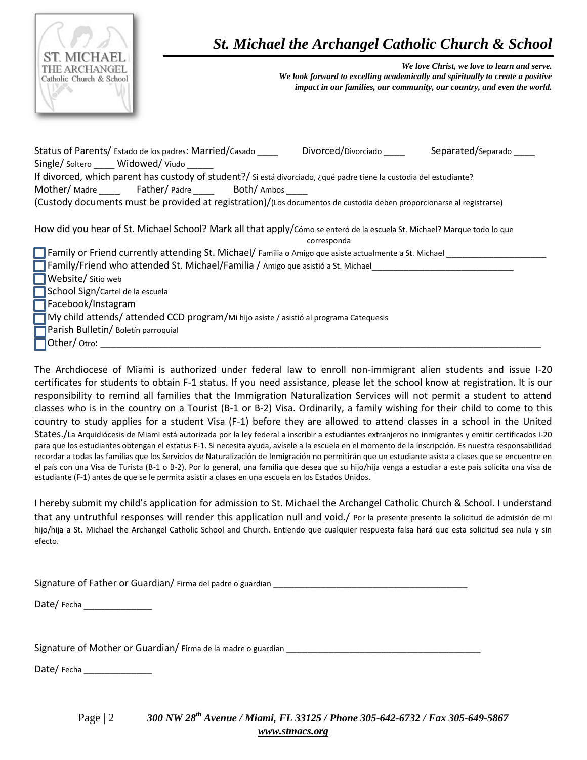# *St. Michael the Archangel Catholic Church & School*

***We love Christ, we love to learn and serve.***
***We look forward to excelling academically and spiritually to create a positive impact in our families, our community, our country, and even the world.***

Status of Parents/ Estado de los padres: Married/Casado ____ Divorced/Divorciado ____ Separated/Separado ____
Single/ Soltero ____ Widowed/ Viudo _____

If divorced, which parent has custody of student?/ Si está divorciado, ¿qué padre tiene la custodia del estudiante?
Mother/ Madre ____ Father/ Padre ____ Both/ Ambos ____
(Custody documents must be provided at registration)/(Los documentos de custodia deben proporcionarse al registrarse)

How did you hear of St. Michael School? Mark all that apply/Cómo se enteró de la escuela St. Michael? Marque todo lo que corresponda

- ☐ Family or Friend currently attending St. Michael/ Familia o Amigo que asiste actualmente a St. Michael ____________________
- ☐ Family/Friend who attended St. Michael/Familia / Amigo que asistió a St. Michael______________________________
- ☐ Website/ Sitio web
- ☐ School Sign/Cartel de la escuela
- ☐ Facebook/Instagram
- ☐ My child attends/ attended CCD program/Mi hijo asiste / asistió al programa Catequesis
- ☐ Parish Bulletin/ Boletín parroquial
- ☐ Other/ Otro: ______________________________________________________________________________________

The Archdiocese of Miami is authorized under federal law to enroll non-immigrant alien students and issue I-20 certificates for students to obtain F-1 status. If you need assistance, please let the school know at registration. It is our responsibility to remind all families that the Immigration Naturalization Services will not permit a student to attend classes who is in the country on a Tourist (B-1 or B-2) Visa. Ordinarily, a family wishing for their child to come to this country to study applies for a student Visa (F-1) before they are allowed to attend classes in a school in the United States./La Arquidiócesis de Miami está autorizada por la ley federal a inscribir a estudiantes extranjeros no inmigrantes y emitir certificados I-20 para que los estudiantes obtengan el estatus F-1. Si necesita ayuda, avísele a la escuela en el momento de la inscripción. Es nuestra responsabilidad recordar a todas las familias que los Servicios de Naturalización de Inmigración no permitirán que un estudiante asista a clases que se encuentre en el país con una Visa de Turista (B-1 o B-2). Por lo general, una familia que desea que su hijo/hija venga a estudiar a este país solicita una visa de estudiante (F-1) antes de que se le permita asistir a clases en una escuela en los Estados Unidos.

I hereby submit my child's application for admission to St. Michael the Archangel Catholic Church & School. I understand that any untruthful responses will render this application null and void./ Por la presente presento la solicitud de admisión de mi hijo/hija a St. Michael the Archangel Catholic School and Church. Entiendo que cualquier respuesta falsa hará que esta solicitud sea nula y sin efecto.

Signature of Father or Guardian/ Firma del padre o guardian ______________________________________

Date/ Fecha _____________

Signature of Mother or Guardian/ Firma de la madre o guardian ______________________________________

Date/ Fecha _____________

*300 NW 28th Avenue / Miami, FL 33125 / Phone 305-642-6732 / Fax 305-649-5867*
*www.stmacs.org*